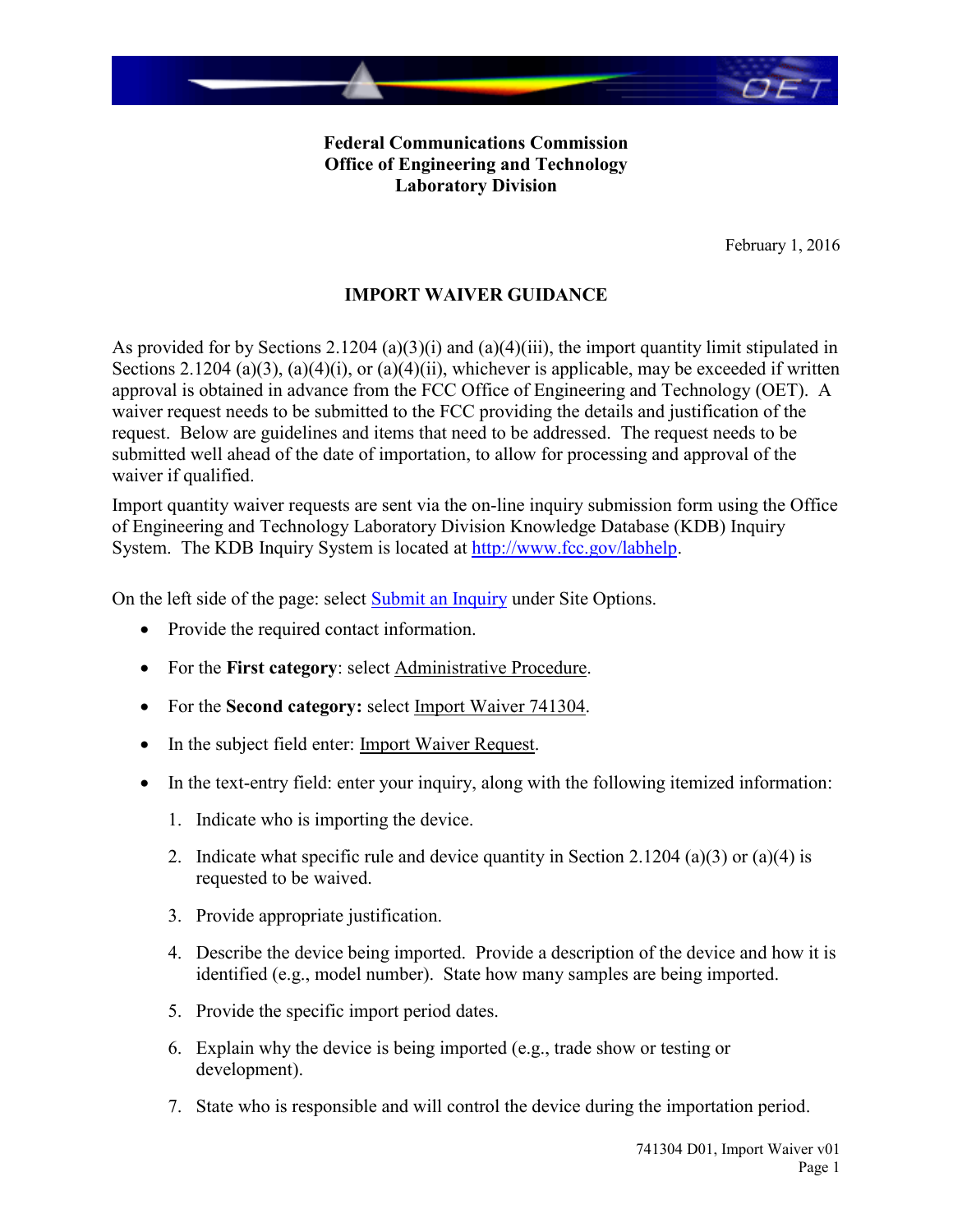**Federal Communications Commission**
**Office of Engineering and Technology**
**Laboratory Division**

February 1, 2016

# IMPORT WAIVER GUIDANCE

As provided for by Sections 2.1204 (a)(3)(i) and (a)(4)(iii), the import quantity limit stipulated in Sections 2.1204 (a)(3), (a)(4)(i), or (a)(4)(ii), whichever is applicable, may be exceeded if written approval is obtained in advance from the FCC Office of Engineering and Technology (OET). A waiver request needs to be submitted to the FCC providing the details and justification of the request. Below are guidelines and items that need to be addressed. The request needs to be submitted well ahead of the date of importation, to allow for processing and approval of the waiver if qualified.

Import quantity waiver requests are sent via the on-line inquiry submission form using the Office of Engineering and Technology Laboratory Division Knowledge Database (KDB) Inquiry System. The KDB Inquiry System is located at [http://www.fcc.gov/labhelp](http://www.fcc.gov/labhelp).

On the left side of the page: select Submit an Inquiry under Site Options.

- Provide the required contact information.
- For the **First category**: select Administrative Procedure.
- For the **Second category:** select Import Waiver 741304.
- In the subject field enter: Import Waiver Request.
- In the text-entry field: enter your inquiry, along with the following itemized information:
  1. Indicate who is importing the device.
  2. Indicate what specific rule and device quantity in Section 2.1204 (a)(3) or (a)(4) is requested to be waived.
  3. Provide appropriate justification.
  4. Describe the device being imported. Provide a description of the device and how it is identified (e.g., model number). State how many samples are being imported.
  5. Provide the specific import period dates.
  6. Explain why the device is being imported (e.g., trade show or testing or development).
  7. State who is responsible and will control the device during the importation period.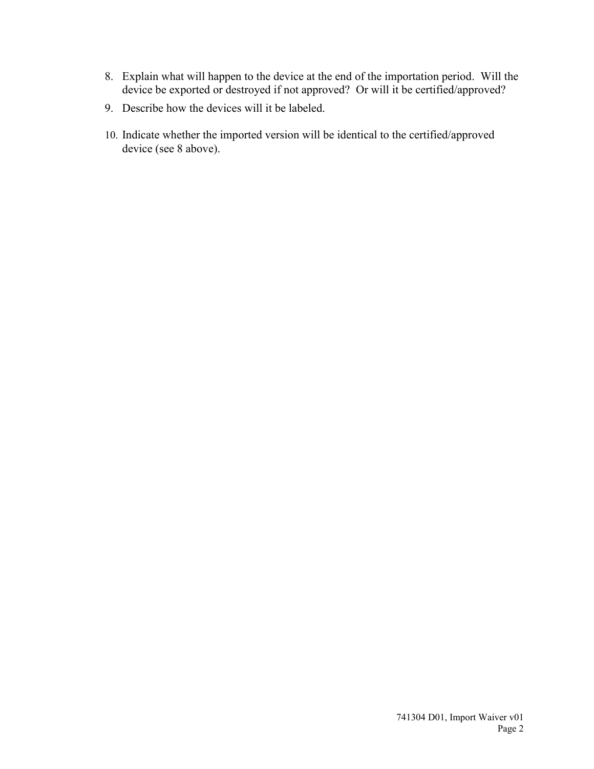8. Explain what will happen to the device at the end of the importation period. Will the device be exported or destroyed if not approved? Or will it be certified/approved?
9. Describe how the devices will it be labeled.
10. Indicate whether the imported version will be identical to the certified/approved device (see 8 above).